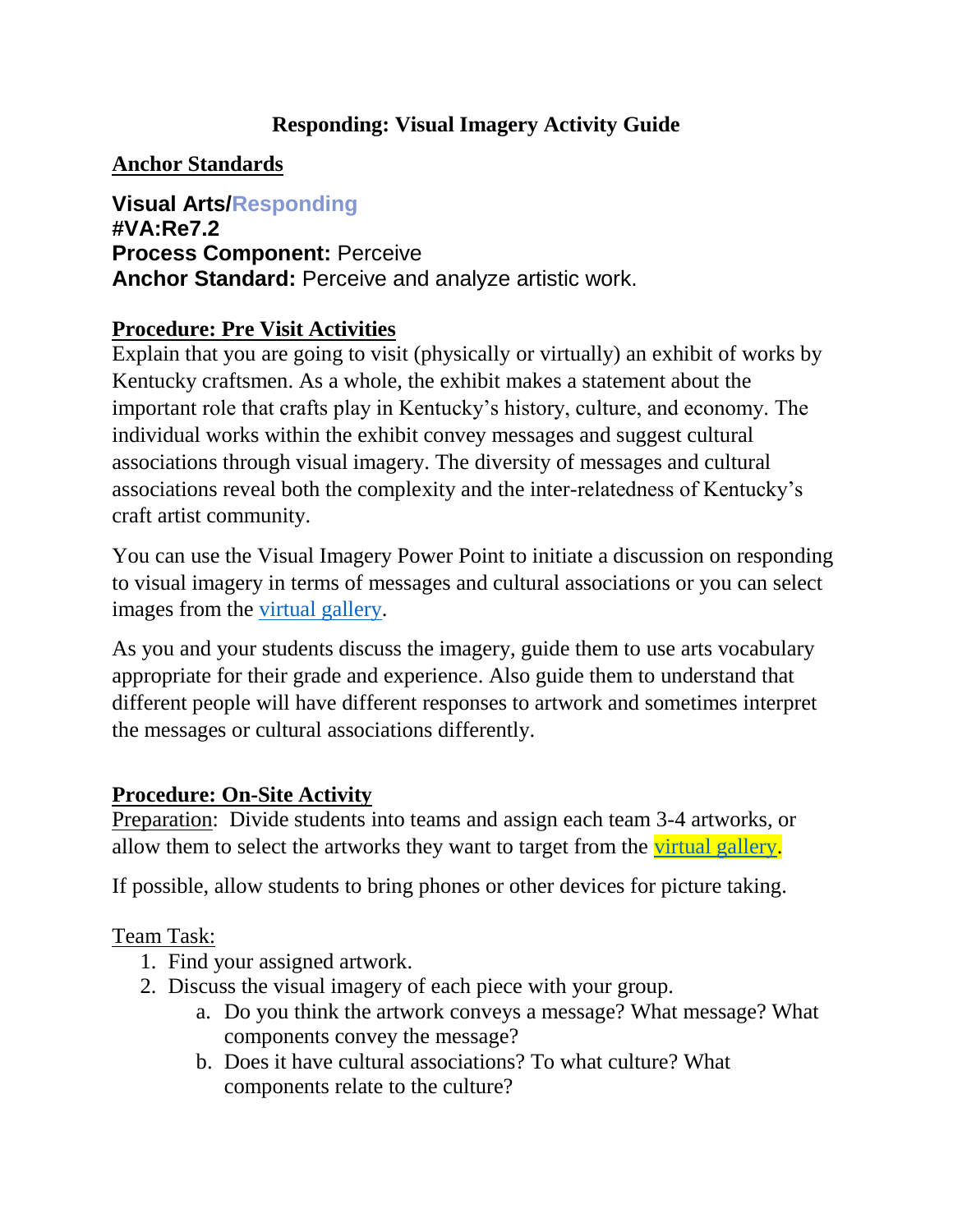# Responding: Visual Imagery Activity Guide

## Anchor Standards

**Visual Arts/Responding**
**#VA:Re7.2**
**Process Component:** Perceive
**Anchor Standard:** Perceive and analyze artistic work.

## Procedure: Pre Visit Activities

Explain that you are going to visit (physically or virtually) an exhibit of works by Kentucky craftsmen. As a whole, the exhibit makes a statement about the important role that crafts play in Kentucky's history, culture, and economy. The individual works within the exhibit convey messages and suggest cultural associations through visual imagery. The diversity of messages and cultural associations reveal both the complexity and the inter-relatedness of Kentucky's craft artist community.

You can use the Visual Imagery Power Point to initiate a discussion on responding to visual imagery in terms of messages and cultural associations or you can select images from the virtual gallery.

As you and your students discuss the imagery, guide them to use arts vocabulary appropriate for their grade and experience. Also guide them to understand that different people will have different responses to artwork and sometimes interpret the messages or cultural associations differently.

## Procedure: On-Site Activity

Preparation: Divide students into teams and assign each team 3-4 artworks, or allow them to select the artworks they want to target from the virtual gallery.

If possible, allow students to bring phones or other devices for picture taking.

Team Task:

1. Find your assigned artwork.
2. Discuss the visual imagery of each piece with your group.
   a. Do you think the artwork conveys a message? What message? What components convey the message?
   b. Does it have cultural associations? To what culture? What components relate to the culture?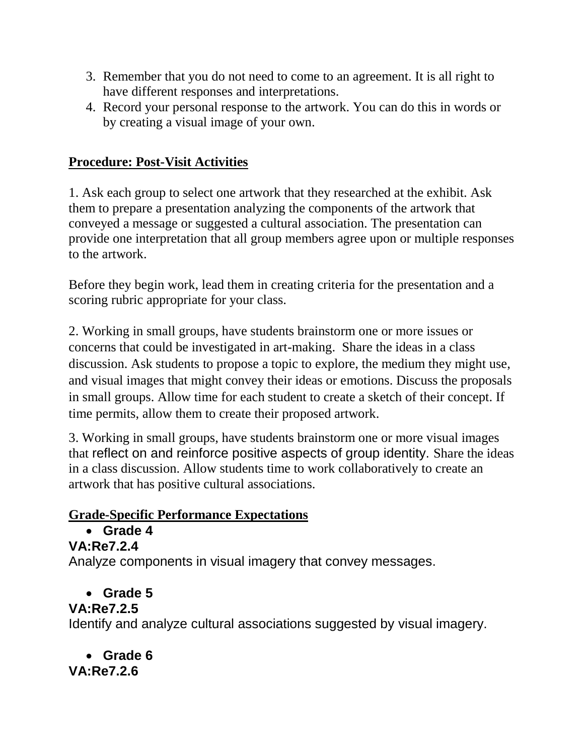3. Remember that you do not need to come to an agreement. It is all right to have different responses and interpretations.
4. Record your personal response to the artwork. You can do this in words or by creating a visual image of your own.

**Procedure: Post-Visit Activities**

1. Ask each group to select one artwork that they researched at the exhibit. Ask them to prepare a presentation analyzing the components of the artwork that conveyed a message or suggested a cultural association. The presentation can provide one interpretation that all group members agree upon or multiple responses to the artwork.

Before they begin work, lead them in creating criteria for the presentation and a scoring rubric appropriate for your class.

2. Working in small groups, have students brainstorm one or more issues or concerns that could be investigated in art-making. Share the ideas in a class discussion. Ask students to propose a topic to explore, the medium they might use, and visual images that might convey their ideas or emotions. Discuss the proposals in small groups. Allow time for each student to create a sketch of their concept. If time permits, allow them to create their proposed artwork.

3. Working in small groups, have students brainstorm one or more visual images that reflect on and reinforce positive aspects of group identity. Share the ideas in a class discussion. Allow students time to work collaboratively to create an artwork that has positive cultural associations.

**Grade-Specific Performance Expectations**

- **Grade 4**

**VA:Re7.2.4**

Analyze components in visual imagery that convey messages.

- **Grade 5**

**VA:Re7.2.5**

Identify and analyze cultural associations suggested by visual imagery.

- **Grade 6**

**VA:Re7.2.6**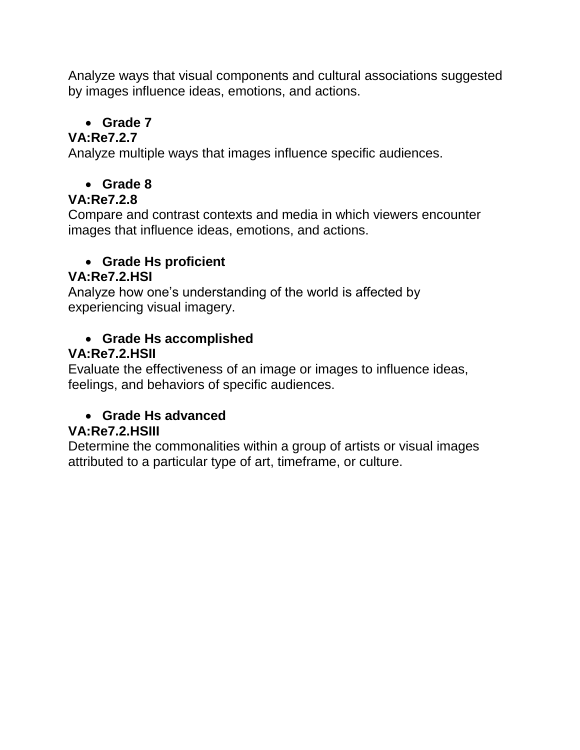Analyze ways that visual components and cultural associations suggested by images influence ideas, emotions, and actions.

- **Grade 7**

**VA:Re7.2.7**
Analyze multiple ways that images influence specific audiences.

- **Grade 8**

**VA:Re7.2.8**
Compare and contrast contexts and media in which viewers encounter images that influence ideas, emotions, and actions.

- **Grade Hs proficient**

**VA:Re7.2.HSI**
Analyze how one's understanding of the world is affected by experiencing visual imagery.

- **Grade Hs accomplished**

**VA:Re7.2.HSII**
Evaluate the effectiveness of an image or images to influence ideas, feelings, and behaviors of specific audiences.

- **Grade Hs advanced**

**VA:Re7.2.HSIII**
Determine the commonalities within a group of artists or visual images attributed to a particular type of art, timeframe, or culture.